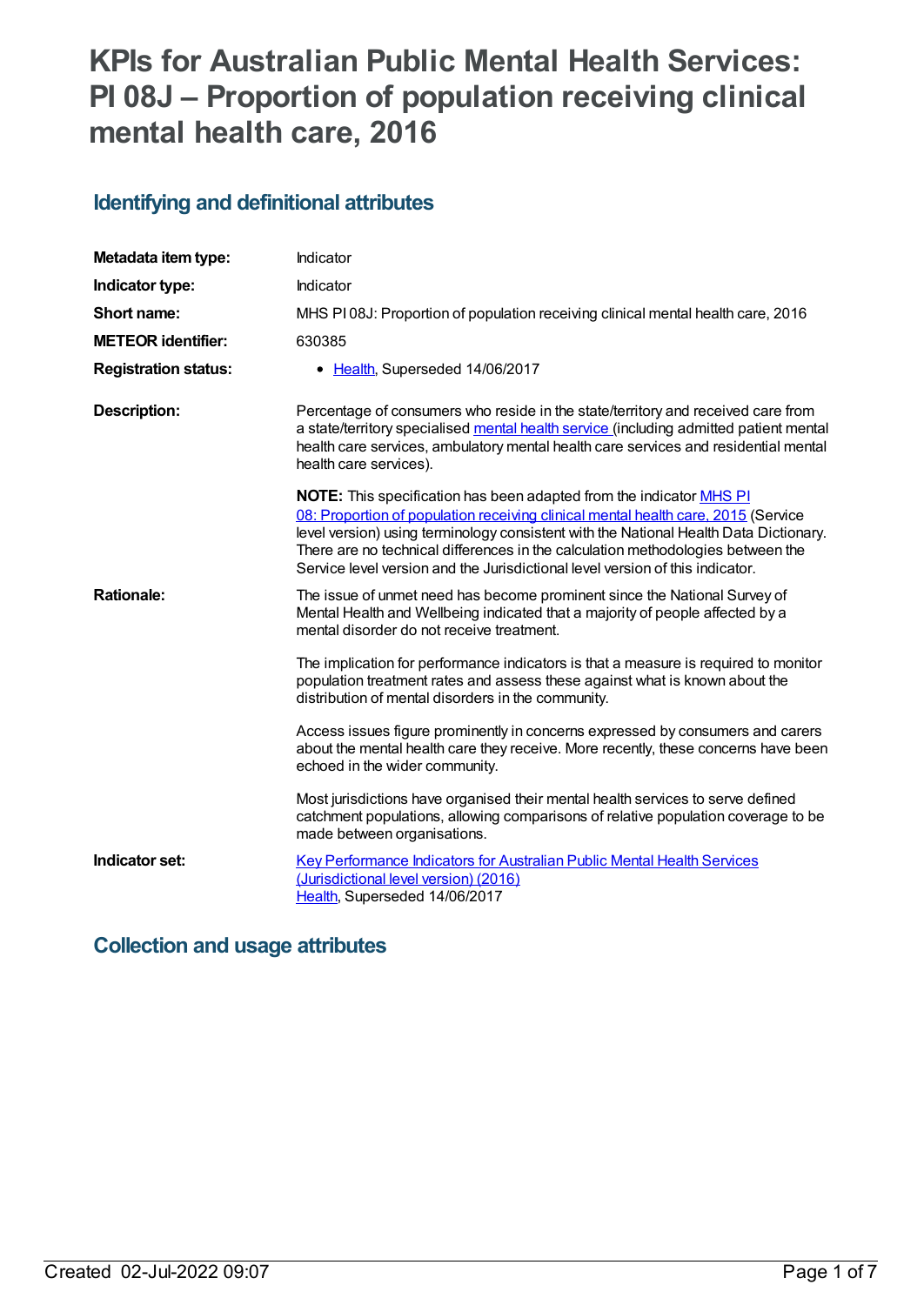# KPIs for Australian Public Mental Health Services: PI 08J – Proportion of population receiving clinical mental health care, 2016

## Identifying and definitional attributes

| | |
|---|---|
| **Metadata item type:** | Indicator |
| **Indicator type:** | Indicator |
| **Short name:** | MHS PI 08J: Proportion of population receiving clinical mental health care, 2016 |
| **METEOR identifier:** | 630385 |
| **Registration status:** | • Health, Superseded 14/06/2017 |
| **Description:** | Percentage of consumers who reside in the state/territory and received care from a state/territory specialised mental health service (including admitted patient mental health care services, ambulatory mental health care services and residential mental health care services).<br><br>**NOTE:** This specification has been adapted from the indicator MHS PI 08: Proportion of population receiving clinical mental health care, 2015 (Service level version) using terminology consistent with the National Health Data Dictionary. There are no technical differences in the calculation methodologies between the Service level version and the Jurisdictional level version of this indicator. |
| **Rationale:** | The issue of unmet need has become prominent since the National Survey of Mental Health and Wellbeing indicated that a majority of people affected by a mental disorder do not receive treatment.<br><br>The implication for performance indicators is that a measure is required to monitor population treatment rates and assess these against what is known about the distribution of mental disorders in the community.<br><br>Access issues figure prominently in concerns expressed by consumers and carers about the mental health care they receive. More recently, these concerns have been echoed in the wider community.<br><br>Most jurisdictions have organised their mental health services to serve defined catchment populations, allowing comparisons of relative population coverage to be made between organisations. |
| **Indicator set:** | Key Performance Indicators for Australian Public Mental Health Services (Jurisdictional level version) (2016)<br>Health, Superseded 14/06/2017 |

## Collection and usage attributes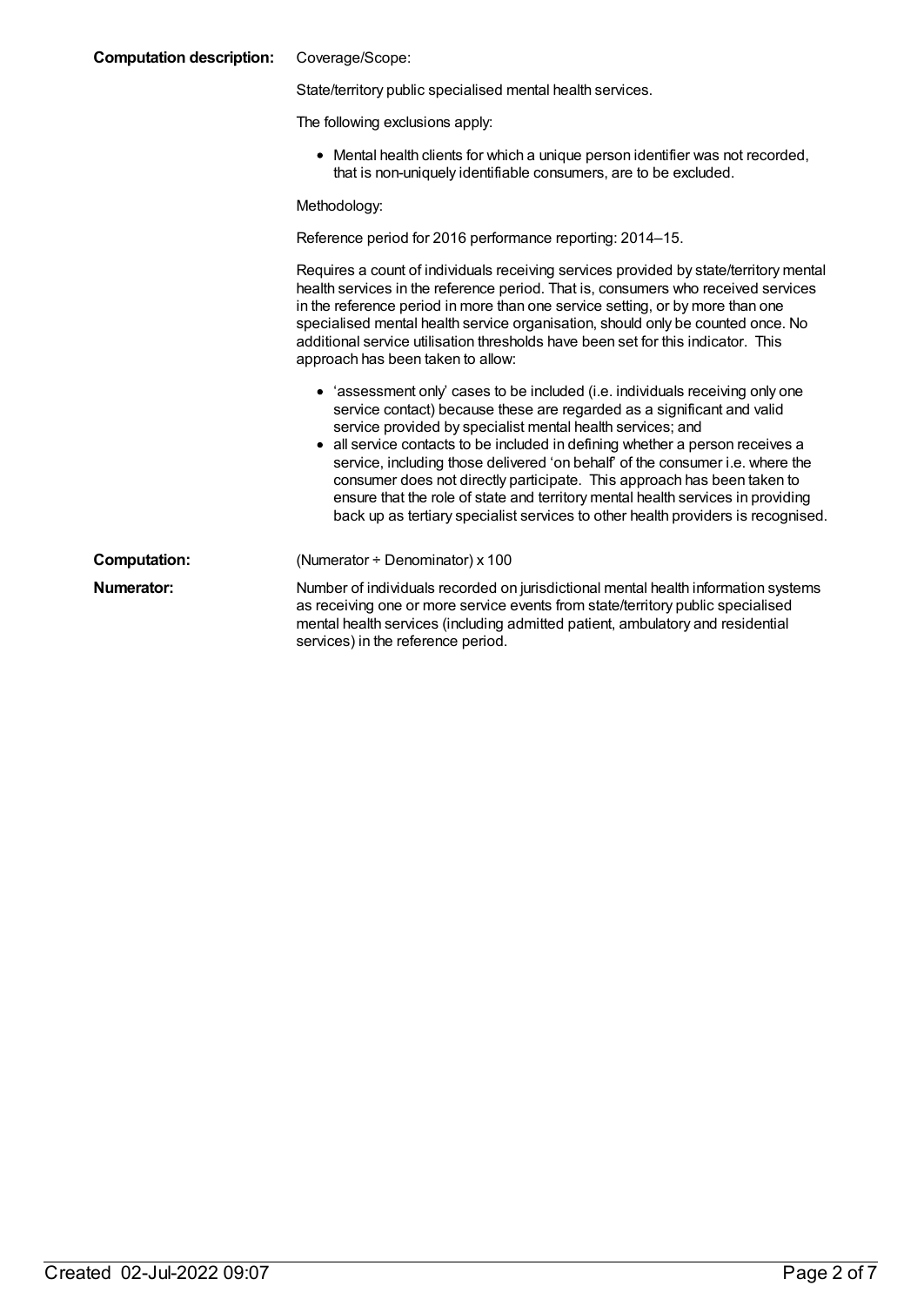**Computation description:** Coverage/Scope:

State/territory public specialised mental health services.

The following exclusions apply:

- Mental health clients for which a unique person identifier was not recorded, that is non-uniquely identifiable consumers, are to be excluded.

Methodology:

Reference period for 2016 performance reporting: 2014–15.

Requires a count of individuals receiving services provided by state/territory mental health services in the reference period. That is, consumers who received services in the reference period in more than one service setting, or by more than one specialised mental health service organisation, should only be counted once. No additional service utilisation thresholds have been set for this indicator. This approach has been taken to allow:

- 'assessment only' cases to be included (i.e. individuals receiving only one service contact) because these are regarded as a significant and valid service provided by specialist mental health services; and
- all service contacts to be included in defining whether a person receives a service, including those delivered 'on behalf' of the consumer i.e. where the consumer does not directly participate. This approach has been taken to ensure that the role of state and territory mental health services in providing back up as tertiary specialist services to other health providers is recognised.

**Computation:** (Numerator ÷ Denominator) x 100

**Numerator:** Number of individuals recorded on jurisdictional mental health information systems as receiving one or more service events from state/territory public specialised mental health services (including admitted patient, ambulatory and residential services) in the reference period.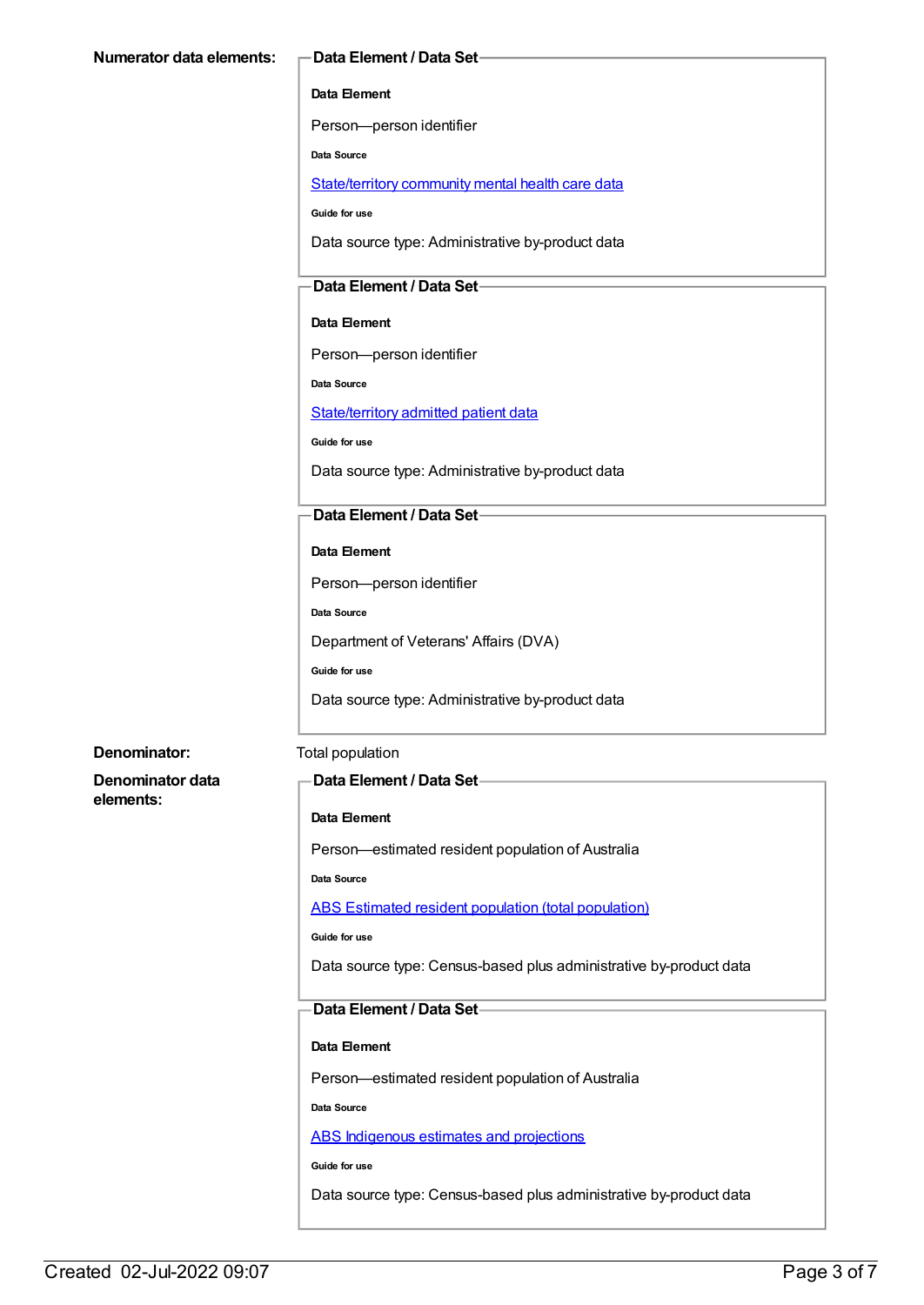**Numerator data elements:**

**Data Element / Data Set**

**Data Element**

Person—person identifier

**Data Source**

State/territory community mental health care data

**Guide for use**

Data source type: Administrative by-product data

**Data Element / Data Set**

**Data Element**

Person—person identifier

**Data Source**

State/territory admitted patient data

**Guide for use**

Data source type: Administrative by-product data

**Data Element / Data Set**

**Data Element**

Person—person identifier

**Data Source**

Department of Veterans' Affairs (DVA)

**Guide for use**

Data source type: Administrative by-product data

**Denominator:** Total population

**Denominator data elements:**

**Data Element / Data Set**

**Data Element**

Person—estimated resident population of Australia

**Data Source**

ABS Estimated resident population (total population)

**Guide for use**

Data source type: Census-based plus administrative by-product data

**Data Element / Data Set**

**Data Element**

Person—estimated resident population of Australia

**Data Source**

ABS Indigenous estimates and projections

**Guide for use**

Data source type: Census-based plus administrative by-product data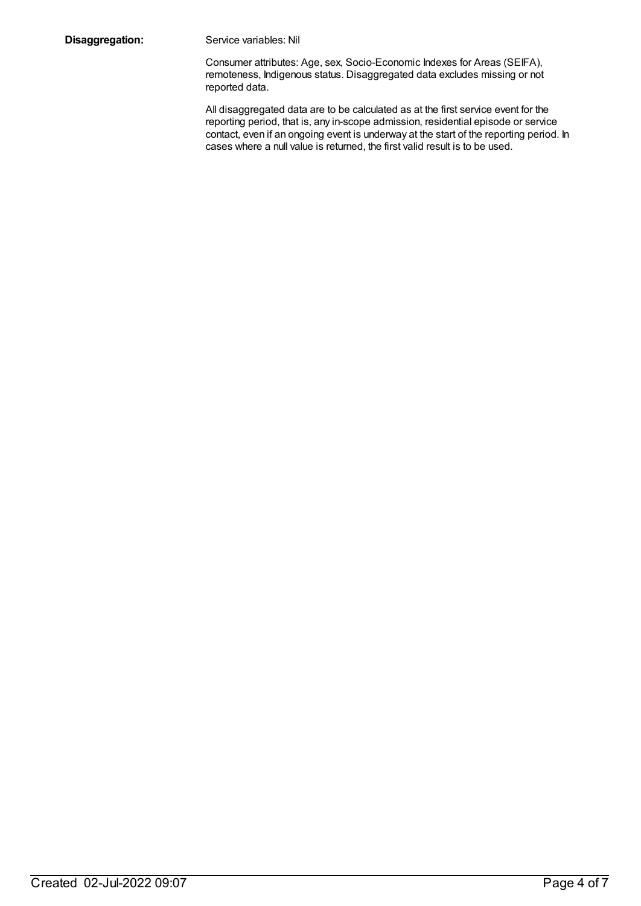**Disaggregation:** Service variables: Nil

Consumer attributes: Age, sex, Socio-Economic Indexes for Areas (SEIFA), remoteness, Indigenous status. Disaggregated data excludes missing or not reported data.

All disaggregated data are to be calculated as at the first service event for the reporting period, that is, any in-scope admission, residential episode or service contact, even if an ongoing event is underway at the start of the reporting period. In cases where a null value is returned, the first valid result is to be used.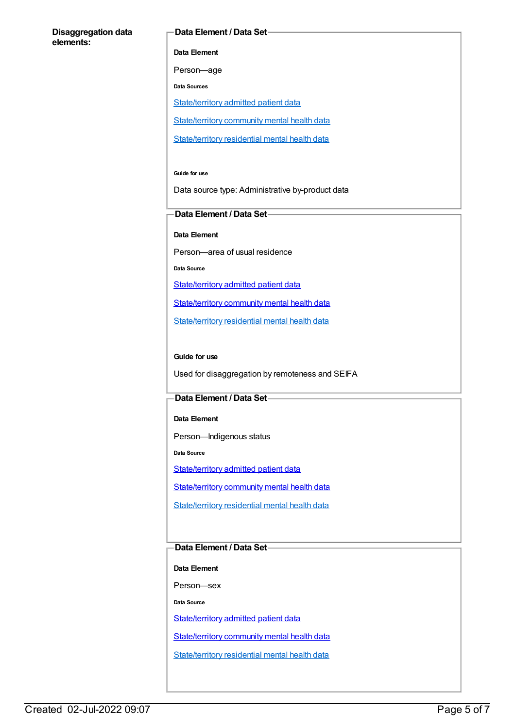**Disaggregation data elements:**

**Data Element / Data Set**

**Data Element**

Person—age

**Data Sources**

State/territory admitted patient data

State/territory community mental health data

State/territory residential mental health data

**Guide for use**

Data source type: Administrative by-product data

**Data Element / Data Set**

**Data Element**

Person—area of usual residence

**Data Source**

State/territory admitted patient data

State/territory community mental health data

State/territory residential mental health data

**Guide for use**

Used for disaggregation by remoteness and SEIFA

**Data Element / Data Set**

**Data Element**

Person—Indigenous status

**Data Source**

State/territory admitted patient data

State/territory community mental health data

State/territory residential mental health data

**Data Element / Data Set**

**Data Element**

Person—sex

**Data Source**

State/territory admitted patient data

State/territory community mental health data

State/territory residential mental health data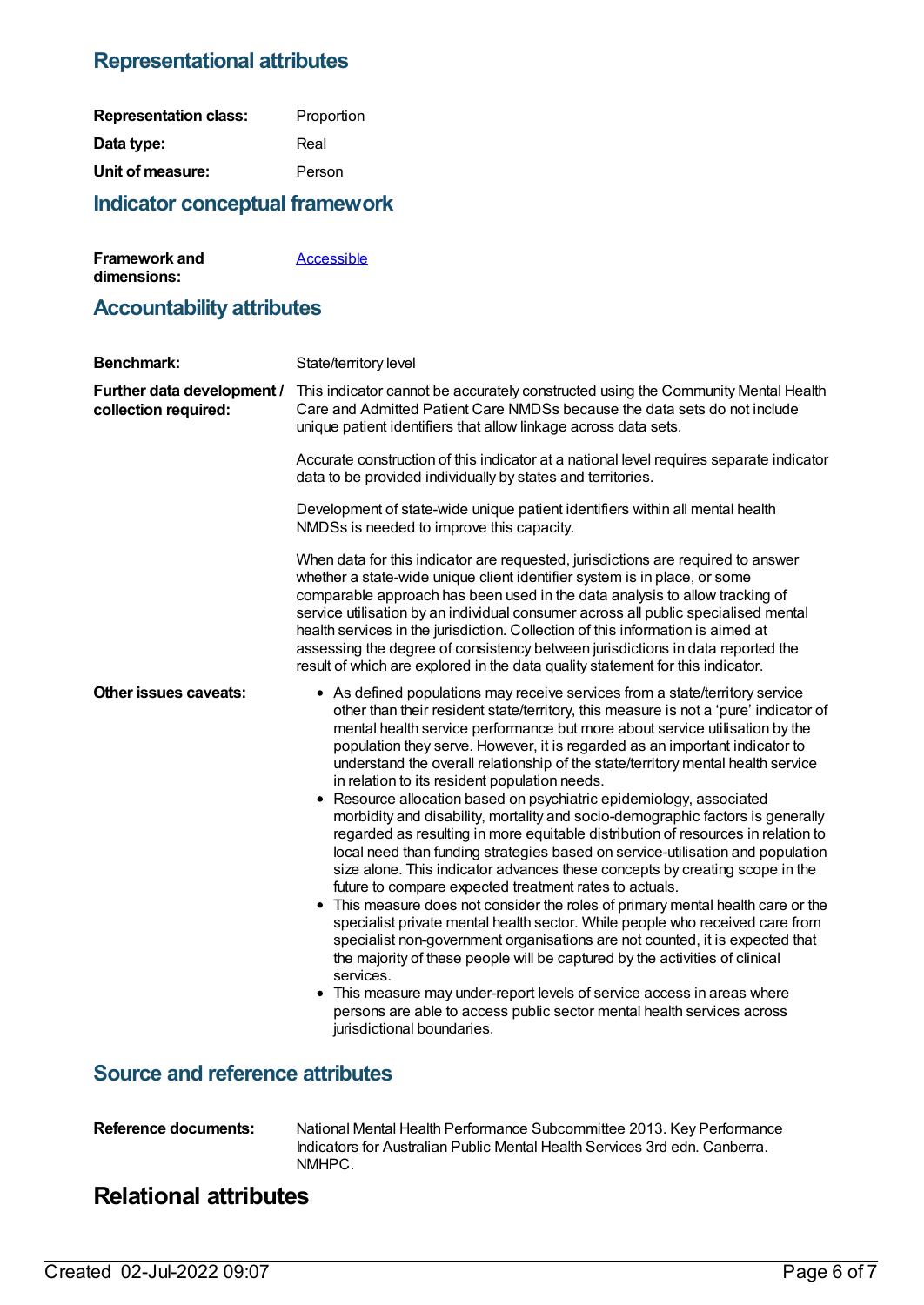## Representational attributes

**Representation class:** Proportion

**Data type:** Real

**Unit of measure:** Person

## Indicator conceptual framework

**Framework and dimensions:** Accessible

## Accountability attributes

**Benchmark:** State/territory level

**Further data development / collection required:** This indicator cannot be accurately constructed using the Community Mental Health Care and Admitted Patient Care NMDSs because the data sets do not include unique patient identifiers that allow linkage across data sets.

Accurate construction of this indicator at a national level requires separate indicator data to be provided individually by states and territories.

Development of state-wide unique patient identifiers within all mental health NMDSs is needed to improve this capacity.

When data for this indicator are requested, jurisdictions are required to answer whether a state-wide unique client identifier system is in place, or some comparable approach has been used in the data analysis to allow tracking of service utilisation by an individual consumer across all public specialised mental health services in the jurisdiction. Collection of this information is aimed at assessing the degree of consistency between jurisdictions in data reported the result of which are explored in the data quality statement for this indicator.

**Other issues caveats:**

- As defined populations may receive services from a state/territory service other than their resident state/territory, this measure is not a 'pure' indicator of mental health service performance but more about service utilisation by the population they serve. However, it is regarded as an important indicator to understand the overall relationship of the state/territory mental health service in relation to its resident population needs.
- Resource allocation based on psychiatric epidemiology, associated morbidity and disability, mortality and socio-demographic factors is generally regarded as resulting in more equitable distribution of resources in relation to local need than funding strategies based on service-utilisation and population size alone. This indicator advances these concepts by creating scope in the future to compare expected treatment rates to actuals.
- This measure does not consider the roles of primary mental health care or the specialist private mental health sector. While people who received care from specialist non-government organisations are not counted, it is expected that the majority of these people will be captured by the activities of clinical services.
- This measure may under-report levels of service access in areas where persons are able to access public sector mental health services across jurisdictional boundaries.

## Source and reference attributes

**Reference documents:** National Mental Health Performance Subcommittee 2013. Key Performance Indicators for Australian Public Mental Health Services 3rd edn. Canberra. NMHPC.

# Relational attributes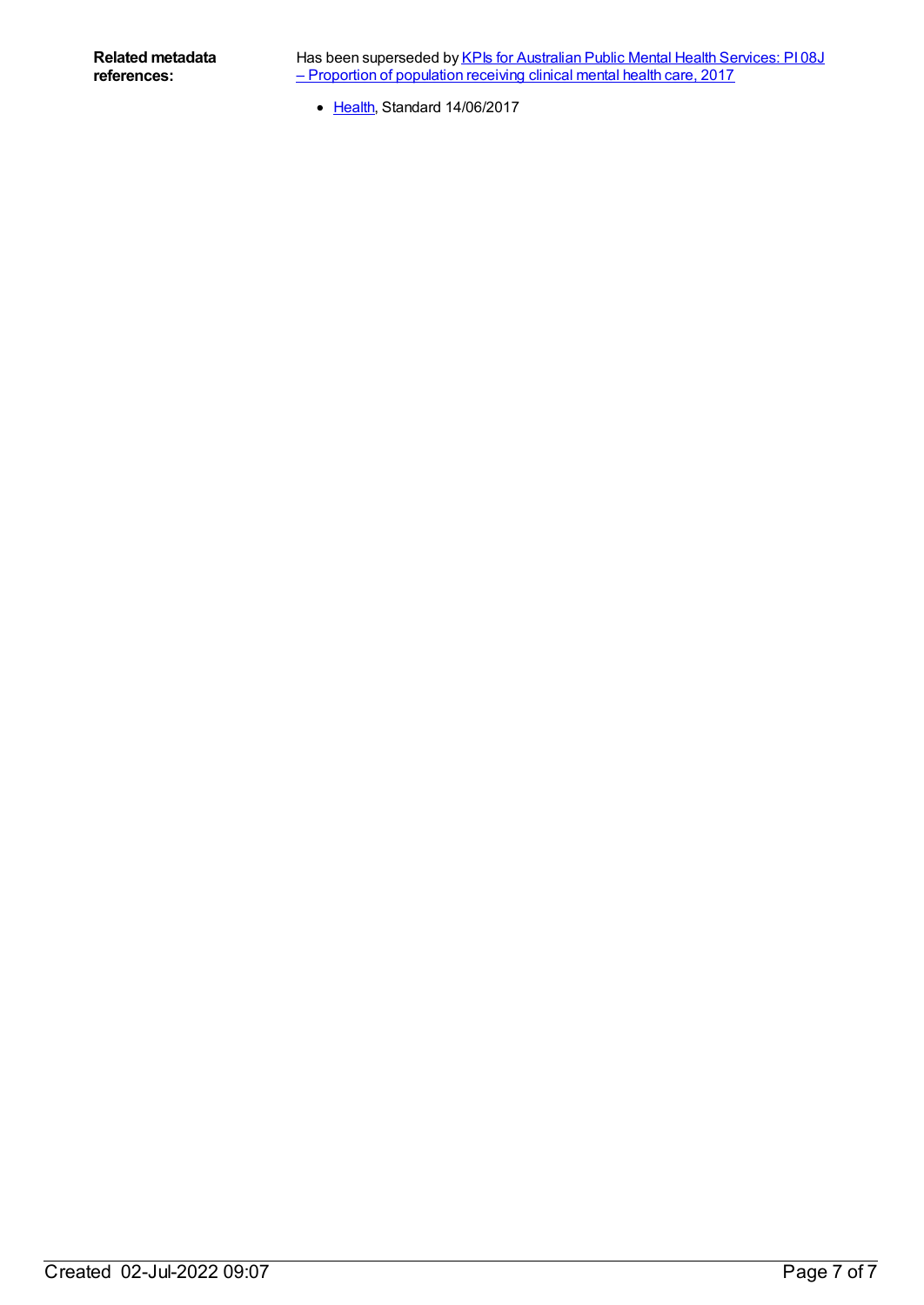**Related metadata references:**

Has been superseded by KPIs for Australian Public Mental Health Services: PI 08J – Proportion of population receiving clinical mental health care, 2017

- Health, Standard 14/06/2017